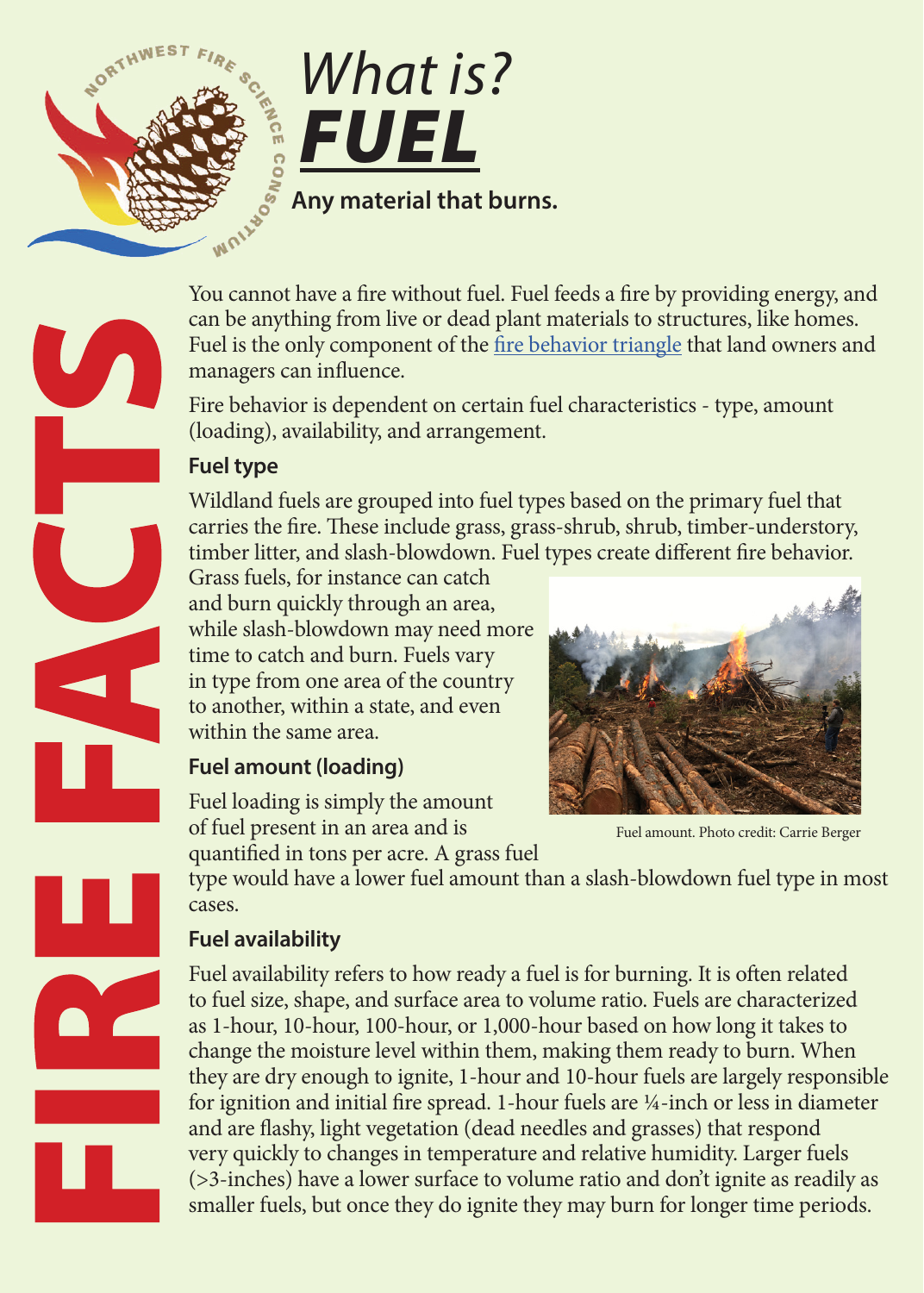# What is? FUEL

**Any material that burns.**

FIRE FACTS

You cannot have a fire without fuel. Fuel feeds a fire by providing energy, and can be anything from live or dead plant materials to structures, like homes. Fuel is the only component of the [fire behavior triangle](fire behavior triangle) that land owners and managers can influence.

Fire behavior is dependent on certain fuel characteristics - type, amount (loading), availability, and arrangement.

## Fuel type

Wildland fuels are grouped into fuel types based on the primary fuel that carries the fire. These include grass, grass-shrub, shrub, timber-understory, timber litter, and slash-blowdown. Fuel types create different fire behavior. Grass fuels, for instance can catch and burn quickly through an area, while slash-blowdown may need more time to catch and burn. Fuels vary in type from one area of the country to another, within a state, and even within the same area.

Fuel amount. Photo credit: Carrie Berger

## Fuel amount (loading)

Fuel loading is simply the amount of fuel present in an area and is quantified in tons per acre. A grass fuel type would have a lower fuel amount than a slash-blowdown fuel type in most cases.

## Fuel availability

Fuel availability refers to how ready a fuel is for burning. It is often related to fuel size, shape, and surface area to volume ratio. Fuels are characterized as 1-hour, 10-hour, 100-hour, or 1,000-hour based on how long it takes to change the moisture level within them, making them ready to burn. When they are dry enough to ignite, 1-hour and 10-hour fuels are largely responsible for ignition and initial fire spread. 1-hour fuels are ¼-inch or less in diameter and are flashy, light vegetation (dead needles and grasses) that respond very quickly to changes in temperature and relative humidity. Larger fuels (>3-inches) have a lower surface to volume ratio and don't ignite as readily as smaller fuels, but once they do ignite they may burn for longer time periods.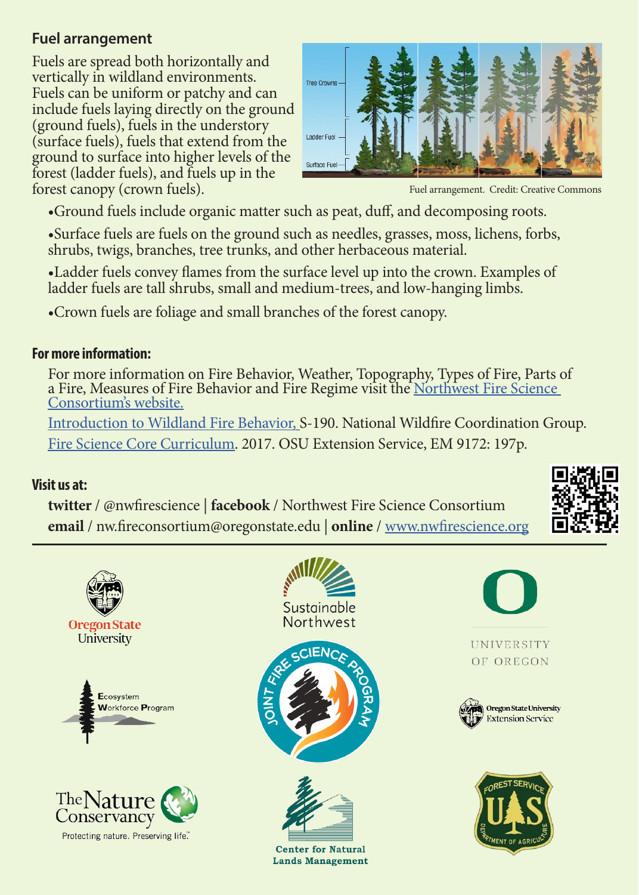## Fuel arrangement

Fuels are spread both horizontally and vertically in wildland environments. Fuels can be uniform or patchy and can include fuels laying directly on the ground (ground fuels), fuels in the understory (surface fuels), fuels that extend from the ground to surface into higher levels of the forest (ladder fuels), and fuels up in the forest canopy (crown fuels).

Tree Crowns

Ladder Fuel

Surface Fuel

Fuel arrangement. Credit: Creative Commons

- Ground fuels include organic matter such as peat, duff, and decomposing roots.
- Surface fuels are fuels on the ground such as needles, grasses, moss, lichens, forbs, shrubs, twigs, branches, tree trunks, and other herbaceous material.
- Ladder fuels convey flames from the surface level up into the crown. Examples of ladder fuels are tall shrubs, small and medium-trees, and low-hanging limbs.
- Crown fuels are foliage and small branches of the forest canopy.

### For more information:

For more information on Fire Behavior, Weather, Topography, Types of Fire, Parts of a Fire, Measures of Fire Behavior and Fire Regime visit the Northwest Fire Science Consortium's website.

Introduction to Wildland Fire Behavior, S-190. National Wildfire Coordination Group.

Fire Science Core Curriculum. 2017. OSU Extension Service, EM 9172: 197p.

### Visit us at:

**twitter** / @nwfirescience | **facebook** / Northwest Fire Science Consortium
**email** / nw.fireconsortium@oregonstate.edu | **online** / www.nwfirescience.org

Oregon State University

Sustainable Northwest

University of Oregon

Ecosystem Workforce Program

Joint Fire Science Program

Oregon State University Extension Service

The Nature Conservancy — Protecting nature. Preserving life.™

Center for Natural Lands Management

Forest Service U.S. Department of Agriculture